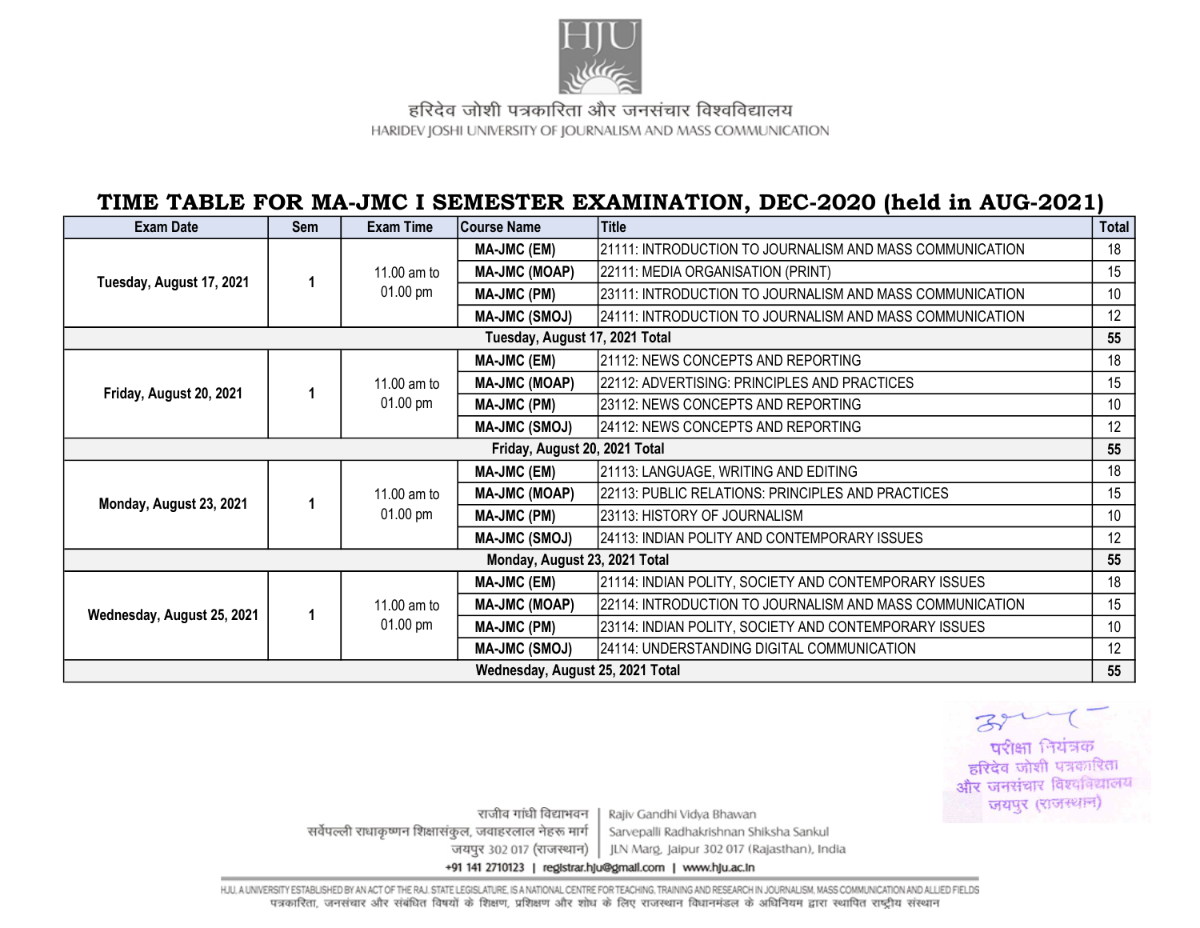HJU

हरिदेव जोशी पत्रकारिता और जनसंचार विश्वविद्यालय

HARIDEV JOSHI UNIVERSITY OF JOURNALISM AND MASS COMMUNICATION

# TIME TABLE FOR MA-JMC I SEMESTER EXAMINATION, DEC-2020 (held in AUG-2021)

| Exam Date | Sem | Exam Time | Course Name | Title | Total |
|---|---|---|---|---|---|
| Tuesday, August 17, 2021 | 1 | 11.00 am to 01.00 pm | MA-JMC (EM) | 21111: INTRODUCTION TO JOURNALISM AND MASS COMMUNICATION | 18 |
| | | | MA-JMC (MOAP) | 22111: MEDIA ORGANISATION (PRINT) | 15 |
| | | | MA-JMC (PM) | 23111: INTRODUCTION TO JOURNALISM AND MASS COMMUNICATION | 10 |
| | | | MA-JMC (SMOJ) | 24111: INTRODUCTION TO JOURNALISM AND MASS COMMUNICATION | 12 |
| **Tuesday, August 17, 2021 Total** | | | | | **55** |
| Friday, August 20, 2021 | 1 | 11.00 am to 01.00 pm | MA-JMC (EM) | 21112: NEWS CONCEPTS AND REPORTING | 18 |
| | | | MA-JMC (MOAP) | 22112: ADVERTISING: PRINCIPLES AND PRACTICES | 15 |
| | | | MA-JMC (PM) | 23112: NEWS CONCEPTS AND REPORTING | 10 |
| | | | MA-JMC (SMOJ) | 24112: NEWS CONCEPTS AND REPORTING | 12 |
| **Friday, August 20, 2021 Total** | | | | | **55** |
| Monday, August 23, 2021 | 1 | 11.00 am to 01.00 pm | MA-JMC (EM) | 21113: LANGUAGE, WRITING AND EDITING | 18 |
| | | | MA-JMC (MOAP) | 22113: PUBLIC RELATIONS: PRINCIPLES AND PRACTICES | 15 |
| | | | MA-JMC (PM) | 23113: HISTORY OF JOURNALISM | 10 |
| | | | MA-JMC (SMOJ) | 24113: INDIAN POLITY AND CONTEMPORARY ISSUES | 12 |
| **Monday, August 23, 2021 Total** | | | | | **55** |
| Wednesday, August 25, 2021 | 1 | 11.00 am to 01.00 pm | MA-JMC (EM) | 21114: INDIAN POLITY, SOCIETY AND CONTEMPORARY ISSUES | 18 |
| | | | MA-JMC (MOAP) | 22114: INTRODUCTION TO JOURNALISM AND MASS COMMUNICATION | 15 |
| | | | MA-JMC (PM) | 23114: INDIAN POLITY, SOCIETY AND CONTEMPORARY ISSUES | 10 |
| | | | MA-JMC (SMOJ) | 24114: UNDERSTANDING DIGITAL COMMUNICATION | 12 |
| **Wednesday, August 25, 2021 Total** | | | | | **55** |

परीक्षा नियंत्रक
हरिदेव जोशी पत्रकारिता
और जनसंचार विश्वविद्यालय
जयपुर (राजस्थान)

राजीव गांधी विद्याभवन | Rajiv Gandhi Vidya Bhawan
सर्वपल्ली राधाकृष्णन शिक्षासंकुल, जवाहरलाल नेहरू मार्ग | Sarvepalli Radhakrishnan Shiksha Sankul
जयपुर 302 017 (राजस्थान) | JLN Marg, Jaipur 302 017 (Rajasthan), India
+91 141 2710123 | registrar.hju@gmail.com | www.hju.ac.in

HJU, A UNIVERSITY ESTABLISHED BY AN ACT OF THE RAJ. STATE LEGISLATURE, IS A NATIONAL CENTRE FOR TEACHING, TRAINING AND RESEARCH IN JOURNALISM, MASS COMMUNICATION AND ALLIED FIELDS

पत्रकारिता, जनसंचार और संबंधित विषयों के शिक्षण, प्रशिक्षण और शोध के लिए राजस्थान विधानमंडल के अधिनियम द्वारा स्थापित राष्ट्रीय संस्थान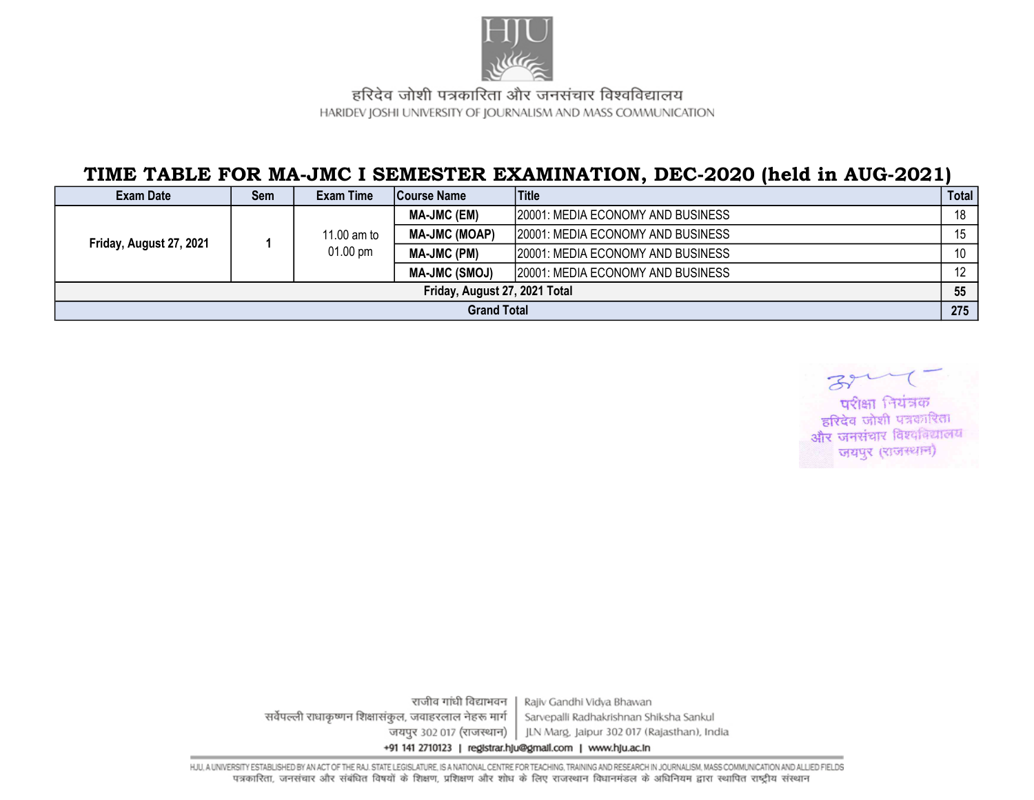# TIME TABLE FOR MA-JMC I SEMESTER EXAMINATION, DEC-2020 (held in AUG-2021)

| Exam Date | Sem | Exam Time | Course Name | Title | Total |
|---|---|---|---|---|---|
| Friday, August 27, 2021 | 1 | 11.00 am to 01.00 pm | **MA-JMC (EM)** | 20001: MEDIA ECONOMY AND BUSINESS | 18 |
| | | | **MA-JMC (MOAP)** | 20001: MEDIA ECONOMY AND BUSINESS | 15 |
| | | | **MA-JMC (PM)** | 20001: MEDIA ECONOMY AND BUSINESS | 10 |
| | | | **MA-JMC (SMOJ)** | 20001: MEDIA ECONOMY AND BUSINESS | 12 |
| **Friday, August 27, 2021 Total** | | | | | **55** |
| **Grand Total** | | | | | **275** |

परीक्षा नियंत्रक
हरिदेव जोशी पत्रकारिता
और जनसंचार विश्वविद्यालय
जयपुर (राजस्थान)